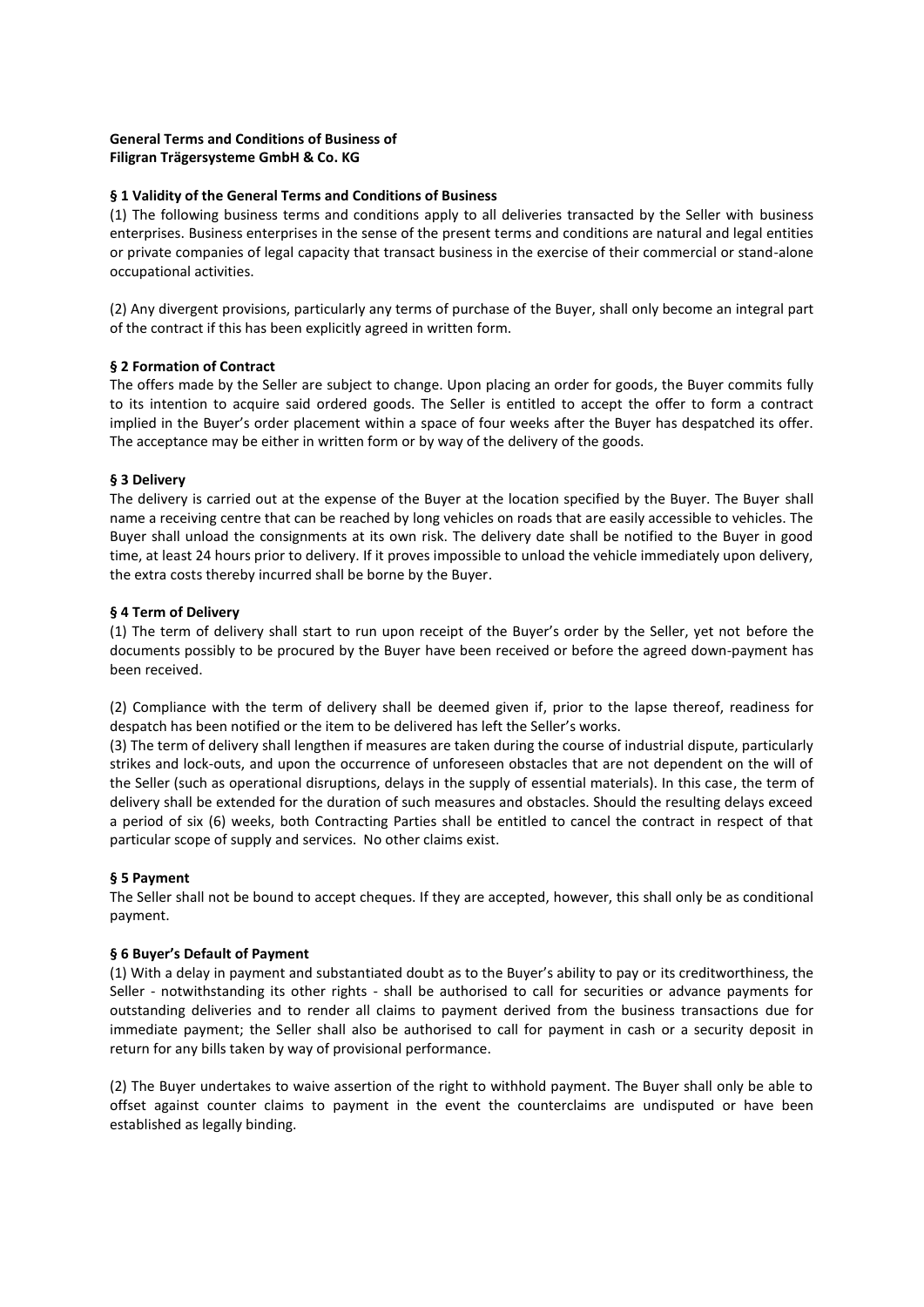**General Terms and Conditions of Business of Filigran Trägersysteme GmbH & Co. KG**

## § 1 Validity of the General Terms and Conditions of Business

(1) The following business terms and conditions apply to all deliveries transacted by the Seller with business enterprises. Business enterprises in the sense of the present terms and conditions are natural and legal entities or private companies of legal capacity that transact business in the exercise of their commercial or stand-alone occupational activities.

(2) Any divergent provisions, particularly any terms of purchase of the Buyer, shall only become an integral part of the contract if this has been explicitly agreed in written form.

## § 2 Formation of Contract

The offers made by the Seller are subject to change. Upon placing an order for goods, the Buyer commits fully to its intention to acquire said ordered goods. The Seller is entitled to accept the offer to form a contract implied in the Buyer's order placement within a space of four weeks after the Buyer has despatched its offer. The acceptance may be either in written form or by way of the delivery of the goods.

## § 3 Delivery

The delivery is carried out at the expense of the Buyer at the location specified by the Buyer. The Buyer shall name a receiving centre that can be reached by long vehicles on roads that are easily accessible to vehicles. The Buyer shall unload the consignments at its own risk. The delivery date shall be notified to the Buyer in good time, at least 24 hours prior to delivery. If it proves impossible to unload the vehicle immediately upon delivery, the extra costs thereby incurred shall be borne by the Buyer.

## § 4 Term of Delivery

(1) The term of delivery shall start to run upon receipt of the Buyer's order by the Seller, yet not before the documents possibly to be procured by the Buyer have been received or before the agreed down-payment has been received.

(2) Compliance with the term of delivery shall be deemed given if, prior to the lapse thereof, readiness for despatch has been notified or the item to be delivered has left the Seller's works.

(3) The term of delivery shall lengthen if measures are taken during the course of industrial dispute, particularly strikes and lock-outs, and upon the occurrence of unforeseen obstacles that are not dependent on the will of the Seller (such as operational disruptions, delays in the supply of essential materials). In this case, the term of delivery shall be extended for the duration of such measures and obstacles. Should the resulting delays exceed a period of six (6) weeks, both Contracting Parties shall be entitled to cancel the contract in respect of that particular scope of supply and services. No other claims exist.

## § 5 Payment

The Seller shall not be bound to accept cheques. If they are accepted, however, this shall only be as conditional payment.

## § 6 Buyer's Default of Payment

(1) With a delay in payment and substantiated doubt as to the Buyer's ability to pay or its creditworthiness, the Seller - notwithstanding its other rights - shall be authorised to call for securities or advance payments for outstanding deliveries and to render all claims to payment derived from the business transactions due for immediate payment; the Seller shall also be authorised to call for payment in cash or a security deposit in return for any bills taken by way of provisional performance.

(2) The Buyer undertakes to waive assertion of the right to withhold payment. The Buyer shall only be able to offset against counter claims to payment in the event the counterclaims are undisputed or have been established as legally binding.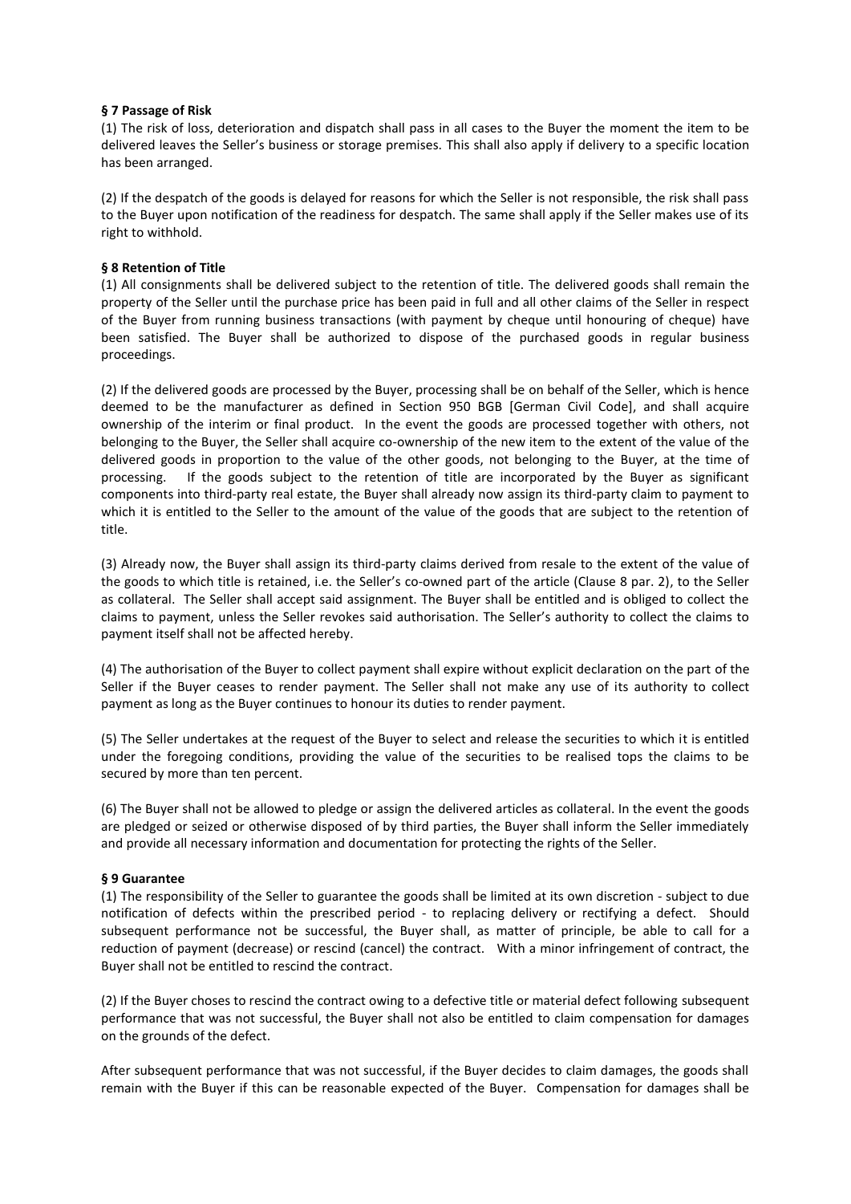**§ 7 Passage of Risk**

(1) The risk of loss, deterioration and dispatch shall pass in all cases to the Buyer the moment the item to be delivered leaves the Seller's business or storage premises. This shall also apply if delivery to a specific location has been arranged.

(2) If the despatch of the goods is delayed for reasons for which the Seller is not responsible, the risk shall pass to the Buyer upon notification of the readiness for despatch. The same shall apply if the Seller makes use of its right to withhold.

**§ 8 Retention of Title**

(1) All consignments shall be delivered subject to the retention of title. The delivered goods shall remain the property of the Seller until the purchase price has been paid in full and all other claims of the Seller in respect of the Buyer from running business transactions (with payment by cheque until honouring of cheque) have been satisfied. The Buyer shall be authorized to dispose of the purchased goods in regular business proceedings.

(2) If the delivered goods are processed by the Buyer, processing shall be on behalf of the Seller, which is hence deemed to be the manufacturer as defined in Section 950 BGB [German Civil Code], and shall acquire ownership of the interim or final product. In the event the goods are processed together with others, not belonging to the Buyer, the Seller shall acquire co-ownership of the new item to the extent of the value of the delivered goods in proportion to the value of the other goods, not belonging to the Buyer, at the time of processing. If the goods subject to the retention of title are incorporated by the Buyer as significant components into third-party real estate, the Buyer shall already now assign its third-party claim to payment to which it is entitled to the Seller to the amount of the value of the goods that are subject to the retention of title.

(3) Already now, the Buyer shall assign its third-party claims derived from resale to the extent of the value of the goods to which title is retained, i.e. the Seller's co-owned part of the article (Clause 8 par. 2), to the Seller as collateral. The Seller shall accept said assignment. The Buyer shall be entitled and is obliged to collect the claims to payment, unless the Seller revokes said authorisation. The Seller's authority to collect the claims to payment itself shall not be affected hereby.

(4) The authorisation of the Buyer to collect payment shall expire without explicit declaration on the part of the Seller if the Buyer ceases to render payment. The Seller shall not make any use of its authority to collect payment as long as the Buyer continues to honour its duties to render payment.

(5) The Seller undertakes at the request of the Buyer to select and release the securities to which it is entitled under the foregoing conditions, providing the value of the securities to be realised tops the claims to be secured by more than ten percent.

(6) The Buyer shall not be allowed to pledge or assign the delivered articles as collateral. In the event the goods are pledged or seized or otherwise disposed of by third parties, the Buyer shall inform the Seller immediately and provide all necessary information and documentation for protecting the rights of the Seller.

**§ 9 Guarantee**

(1) The responsibility of the Seller to guarantee the goods shall be limited at its own discretion - subject to due notification of defects within the prescribed period - to replacing delivery or rectifying a defect. Should subsequent performance not be successful, the Buyer shall, as matter of principle, be able to call for a reduction of payment (decrease) or rescind (cancel) the contract. With a minor infringement of contract, the Buyer shall not be entitled to rescind the contract.

(2) If the Buyer choses to rescind the contract owing to a defective title or material defect following subsequent performance that was not successful, the Buyer shall not also be entitled to claim compensation for damages on the grounds of the defect.

After subsequent performance that was not successful, if the Buyer decides to claim damages, the goods shall remain with the Buyer if this can be reasonable expected of the Buyer. Compensation for damages shall be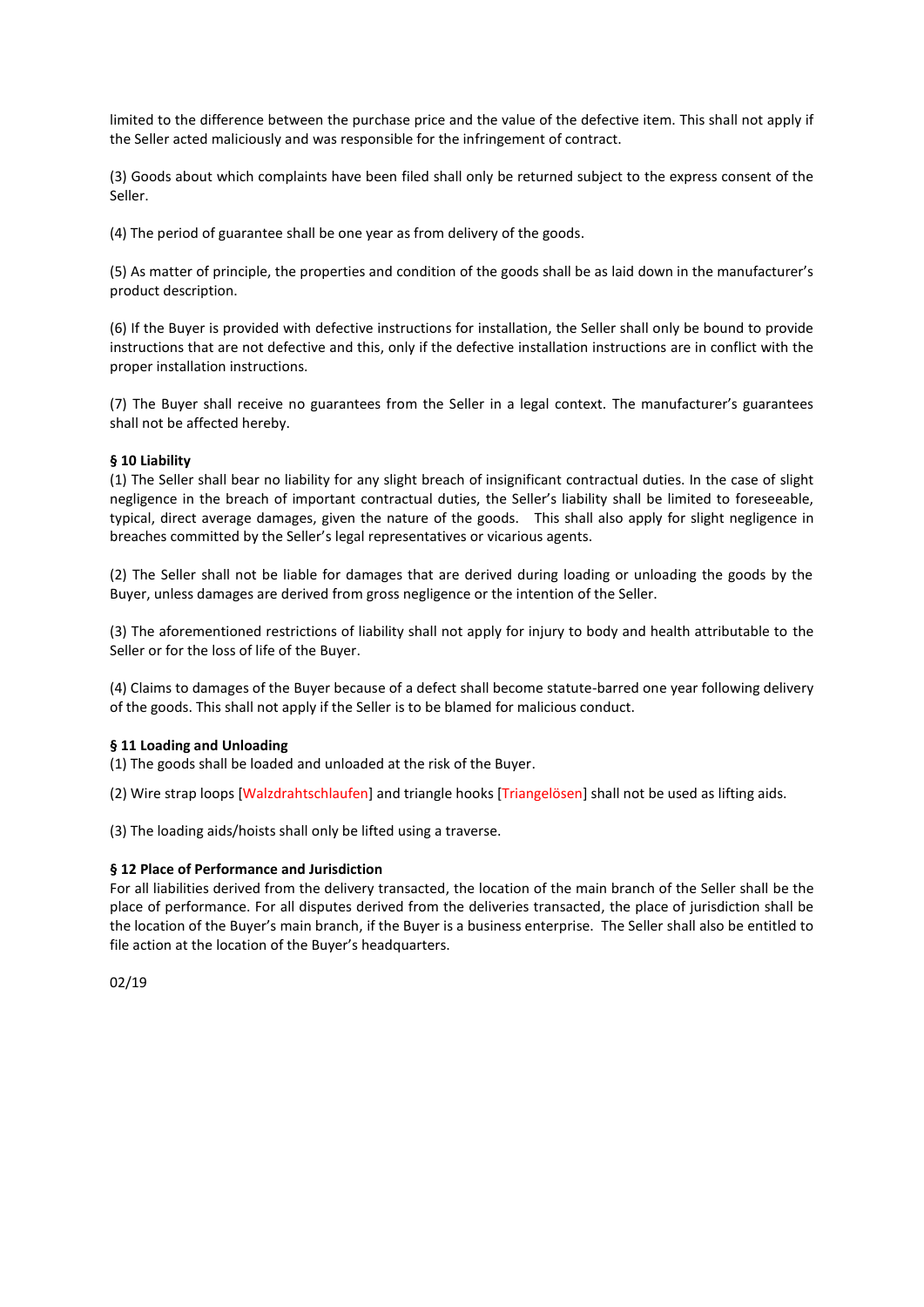limited to the difference between the purchase price and the value of the defective item. This shall not apply if the Seller acted maliciously and was responsible for the infringement of contract.

(3) Goods about which complaints have been filed shall only be returned subject to the express consent of the Seller.

(4) The period of guarantee shall be one year as from delivery of the goods.

(5) As matter of principle, the properties and condition of the goods shall be as laid down in the manufacturer's product description.

(6) If the Buyer is provided with defective instructions for installation, the Seller shall only be bound to provide instructions that are not defective and this, only if the defective installation instructions are in conflict with the proper installation instructions.

(7) The Buyer shall receive no guarantees from the Seller in a legal context. The manufacturer's guarantees shall not be affected hereby.

**§ 10 Liability**

(1) The Seller shall bear no liability for any slight breach of insignificant contractual duties. In the case of slight negligence in the breach of important contractual duties, the Seller's liability shall be limited to foreseeable, typical, direct average damages, given the nature of the goods. This shall also apply for slight negligence in breaches committed by the Seller's legal representatives or vicarious agents.

(2) The Seller shall not be liable for damages that are derived during loading or unloading the goods by the Buyer, unless damages are derived from gross negligence or the intention of the Seller.

(3) The aforementioned restrictions of liability shall not apply for injury to body and health attributable to the Seller or for the loss of life of the Buyer.

(4) Claims to damages of the Buyer because of a defect shall become statute-barred one year following delivery of the goods. This shall not apply if the Seller is to be blamed for malicious conduct.

**§ 11 Loading and Unloading**

(1) The goods shall be loaded and unloaded at the risk of the Buyer.

(2) Wire strap loops [Walzdrahtschlaufen] and triangle hooks [Triangelösen] shall not be used as lifting aids.

(3) The loading aids/hoists shall only be lifted using a traverse.

**§ 12 Place of Performance and Jurisdiction**

For all liabilities derived from the delivery transacted, the location of the main branch of the Seller shall be the place of performance. For all disputes derived from the deliveries transacted, the place of jurisdiction shall be the location of the Buyer's main branch, if the Buyer is a business enterprise. The Seller shall also be entitled to file action at the location of the Buyer's headquarters.

02/19